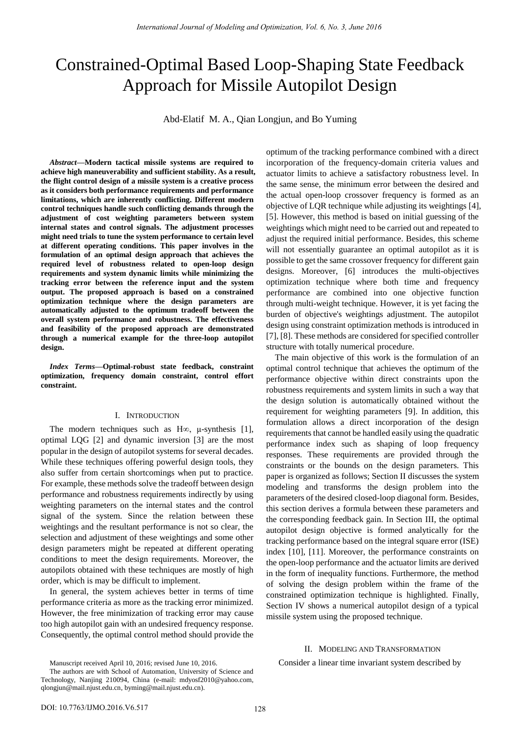# Constrained-Optimal Based Loop-Shaping State Feedback Approach for Missile Autopilot Design

Abd-Elatif M. A., Qian Longjun, and Bo Yuming

***Abstract*—Modern tactical missile systems are required to achieve high maneuverability and sufficient stability. As a result, the flight control design of a missile system is a creative process as it considers both performance requirements and performance limitations, which are inherently conflicting. Different modern control techniques handle such conflicting demands through the adjustment of cost weighting parameters between system internal states and control signals. The adjustment processes might need trials to tune the system performance to certain level at different operating conditions. This paper involves in the formulation of an optimal design approach that achieves the required level of robustness related to open-loop design requirements and system dynamic limits while minimizing the tracking error between the reference input and the system output. The proposed approach is based on a constrained optimization technique where the design parameters are automatically adjusted to the optimum tradeoff between the overall system performance and robustness. The effectiveness and feasibility of the proposed approach are demonstrated through a numerical example for the three-loop autopilot design.**

***Index Terms*—Optimal-robust state feedback, constraint optimization, frequency domain constraint, control effort constraint.**

## I. Introduction

The modern techniques such as H∞, μ-synthesis [1], optimal LQG [2] and dynamic inversion [3] are the most popular in the design of autopilot systems for several decades. While these techniques offering powerful design tools, they also suffer from certain shortcomings when put to practice. For example, these methods solve the tradeoff between design performance and robustness requirements indirectly by using weighting parameters on the internal states and the control signal of the system. Since the relation between these weightings and the resultant performance is not so clear, the selection and adjustment of these weightings and some other design parameters might be repeated at different operating conditions to meet the design requirements. Moreover, the autopilots obtained with these techniques are mostly of high order, which is may be difficult to implement.

In general, the system achieves better in terms of time performance criteria as more as the tracking error minimized. However, the free minimization of tracking error may cause too high autopilot gain with an undesired frequency response. Consequently, the optimal control method should provide the optimum of the tracking performance combined with a direct incorporation of the frequency-domain criteria values and actuator limits to achieve a satisfactory robustness level. In the same sense, the minimum error between the desired and the actual open-loop crossover frequency is formed as an objective of LQR technique while adjusting its weightings [4], [5]. However, this method is based on initial guessing of the weightings which might need to be carried out and repeated to adjust the required initial performance. Besides, this scheme will not essentially guarantee an optimal autopilot as it is possible to get the same crossover frequency for different gain designs. Moreover, [6] introduces the multi-objectives optimization technique where both time and frequency performance are combined into one objective function through multi-weight technique. However, it is yet facing the burden of objective's weightings adjustment. The autopilot design using constraint optimization methods is introduced in [7], [8]. These methods are considered for specified controller structure with totally numerical procedure.

The main objective of this work is the formulation of an optimal control technique that achieves the optimum of the performance objective within direct constraints upon the robustness requirements and system limits in such a way that the design solution is automatically obtained without the requirement for weighting parameters [9]. In addition, this formulation allows a direct incorporation of the design requirements that cannot be handled easily using the quadratic performance index such as shaping of loop frequency responses. These requirements are provided through the constraints or the bounds on the design parameters. This paper is organized as follows; Section II discusses the system modeling and transforms the design problem into the parameters of the desired closed-loop diagonal form. Besides, this section derives a formula between these parameters and the corresponding feedback gain. In Section III, the optimal autopilot design objective is formed analytically for the tracking performance based on the integral square error (ISE) index [10], [11]. Moreover, the performance constraints on the open-loop performance and the actuator limits are derived in the form of inequality functions. Furthermore, the method of solving the design problem within the frame of the constrained optimization technique is highlighted. Finally, Section IV shows a numerical autopilot design of a typical missile system using the proposed technique.

## II. Modeling and Transformation

Consider a linear time invariant system described by

Manuscript received April 10, 2016; revised June 10, 2016.

The authors are with School of Automation, University of Science and Technology, Nanjing 210094, China (e-mail: mdyosf2010@yahoo.com, qlongjun@mail.njust.edu.cn, byming@mail.njust.edu.cn).

DOI: 10.7763/IJMO.2016.V6.517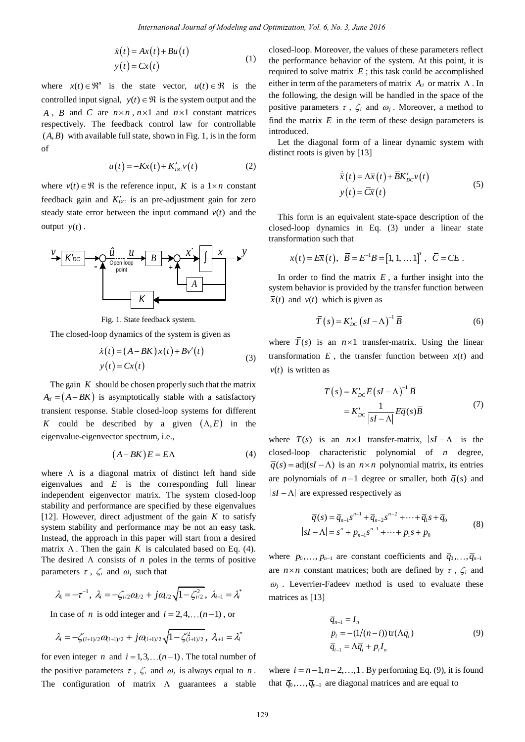$$
\begin{aligned}
\dot{x}(t) &= Ax(t) + Bu(t) \\
y(t) &= Cx(t)
\end{aligned}
\tag{1}
$$

where $x(t) \in \Re^n$ is the state vector, $u(t) \in \Re$ is the controlled input signal, $y(t) \in \Re$ is the system output and the $A$, $B$ and $C$ are $n \times n$, $n \times 1$ and $n \times 1$ constant matrices respectively. The feedback control law for controllable $(A, B)$ with available full state, shown in Fig. 1, is in the form of

$$
u(t) = -Kx(t) + K'_{DC} v(t) \tag{2}
$$

where $v(t) \in \Re$ is the reference input, $K$ is a $1 \times n$ constant feedback gain and $K'_{DC}$ is an pre-adjustment gain for zero steady state error between the input command $v(t)$ and the output $y(t)$.

Fig. 1. State feedback system.

The closed-loop dynamics of the system is given as

$$
\begin{aligned}
\dot{x}(t) &= (A - BK)x(t) + Bv'(t) \\
y(t) &= Cx(t)
\end{aligned}
\tag{3}
$$

The gain $K$ should be chosen properly such that the matrix $A_{cl} = (A - BK)$ is asymptotically stable with a satisfactory transient response. Stable closed-loop systems for different $K$ could be described by a given $(\Lambda, E)$ in the eigenvalue-eigenvector spectrum, i.e.,

$$
(A - BK)E = E\Lambda \tag{4}
$$

where $\Lambda$ is a diagonal matrix of distinct left hand side eigenvalues and $E$ is the corresponding full linear independent eigenvector matrix. The system closed-loop stability and performance are specified by these eigenvalues [12]. However, direct adjustment of the gain $K$ to satisfy system stability and performance may be not an easy task. Instead, the approach in this paper will start from a desired matrix $\Lambda$. Then the gain $K$ is calculated based on Eq. (4). The desired $\Lambda$ consists of $n$ poles in the terms of positive parameters $\tau$, $\zeta_i$ and $\omega_j$ such that

$$
\lambda_1 = -\tau^{-1},\ \lambda_i = -\zeta_{i/2}\omega_{i/2} + j\omega_{i/2}\sqrt{1-\zeta_{i/2}^2},\ \lambda_{i+1} = \lambda_i^*
$$

In case of $n$ is odd integer and $i = 2, 4, \ldots (n-1)$, or

$$
\lambda_i = -\zeta_{(i+1)/2}\omega_{(i+1)/2} + j\omega_{(i+1)/2}\sqrt{1-\zeta_{(i+1)/2}^2},\ \lambda_{i+1} = \lambda_i^*
$$

for even integer $n$ and $i = 1, 3, \ldots (n-1)$. The total number of the positive parameters $\tau$, $\zeta_i$ and $\omega_j$ is always equal to $n$. The configuration of matrix $\Lambda$ guarantees a stable closed-loop. Moreover, the values of these parameters reflect the performance behavior of the system. At this point, it is required to solve matrix $E$; this task could be accomplished either in term of the parameters of matrix $A_{cl}$ or matrix $\Lambda$. In the following, the design will be handled in the space of the positive parameters $\tau$, $\zeta_i$ and $\omega_j$. Moreover, a method to find the matrix $E$ in the term of these design parameters is introduced.

Let the diagonal form of a linear dynamic system with distinct roots is given by [13]

$$
\begin{aligned}
\dot{\bar{x}}(t) &= \Lambda\bar{x}(t) + \bar{B}K'_{DC}v(t) \\
y(t) &= \bar{C}\bar{x}(t)
\end{aligned}
\tag{5}
$$

This form is an equivalent state-space description of the closed-loop dynamics in Eq. (3) under a linear state transformation such that

$$
x(t) = E\bar{x}(t),\ \bar{B} = E^{-1}B = [1, 1, \ldots 1]^T,\ \bar{C} = CE.
$$

In order to find the matrix $E$, a further insight into the system behavior is provided by the transfer function between $\bar{x}(t)$ and $v(t)$ which is given as

$$
\bar{T}(s) = K'_{DC}(sI - \Lambda)^{-1}\bar{B} \tag{6}
$$

where $\bar{T}(s)$ is an $n \times 1$ transfer-matrix. Using the linear transformation $E$, the transfer function between $x(t)$ and $v(t)$ is written as

$$
\begin{aligned}
T(s) &= K'_{DC}E(sI - \Lambda)^{-1}\bar{B} \\
&= K'_{DC}\frac{1}{|sI - \Lambda|}E\bar{q}(s)\bar{B}
\end{aligned}
\tag{7}
$$

where $T(s)$ is an $n \times 1$ transfer-matrix, $|sI - \Lambda|$ is the closed-loop characteristic polynomial of $n$ degree, $\bar{q}(s) = \mathrm{adj}(sI - \Lambda)$ is an $n \times n$ polynomial matrix, its entries are polynomials of $n-1$ degree or smaller, both $\bar{q}(s)$ and $|sI - \Lambda|$ are expressed respectively as

$$
\begin{aligned}
\bar{q}(s) &= \bar{q}_{n-1}s^{n-1} + \bar{q}_{n-2}s^{n-2} + \cdots + \bar{q}_1 s + \bar{q}_0 \\
|sI - \Lambda| &= s^n + p_{n-1}s^{n-1} + \cdots + p_1 s + p_0
\end{aligned}
\tag{8}
$$

where $p_0, \ldots, p_{n-1}$ are constant coefficients and $\bar{q}_0, \ldots, \bar{q}_{n-1}$ are $n \times n$ constant matrices; both are defined by $\tau$, $\zeta_i$ and $\omega_j$. Leverrier-Fadeev method is used to evaluate these matrices as [13]

$$
\begin{aligned}
\bar{q}_{n-1} &= I_n \\
p_i &= -(1/(n-i))\,\mathrm{tr}(\Lambda\bar{q}_i) \\
\bar{q}_{i-1} &= \Lambda\bar{q}_i + p_i I_n
\end{aligned}
\tag{9}
$$

where $i = n-1, n-2, \ldots, 1$. By performing Eq. (9), it is found that $\bar{q}_0, \ldots, \bar{q}_{n-1}$ are diagonal matrices and are equal to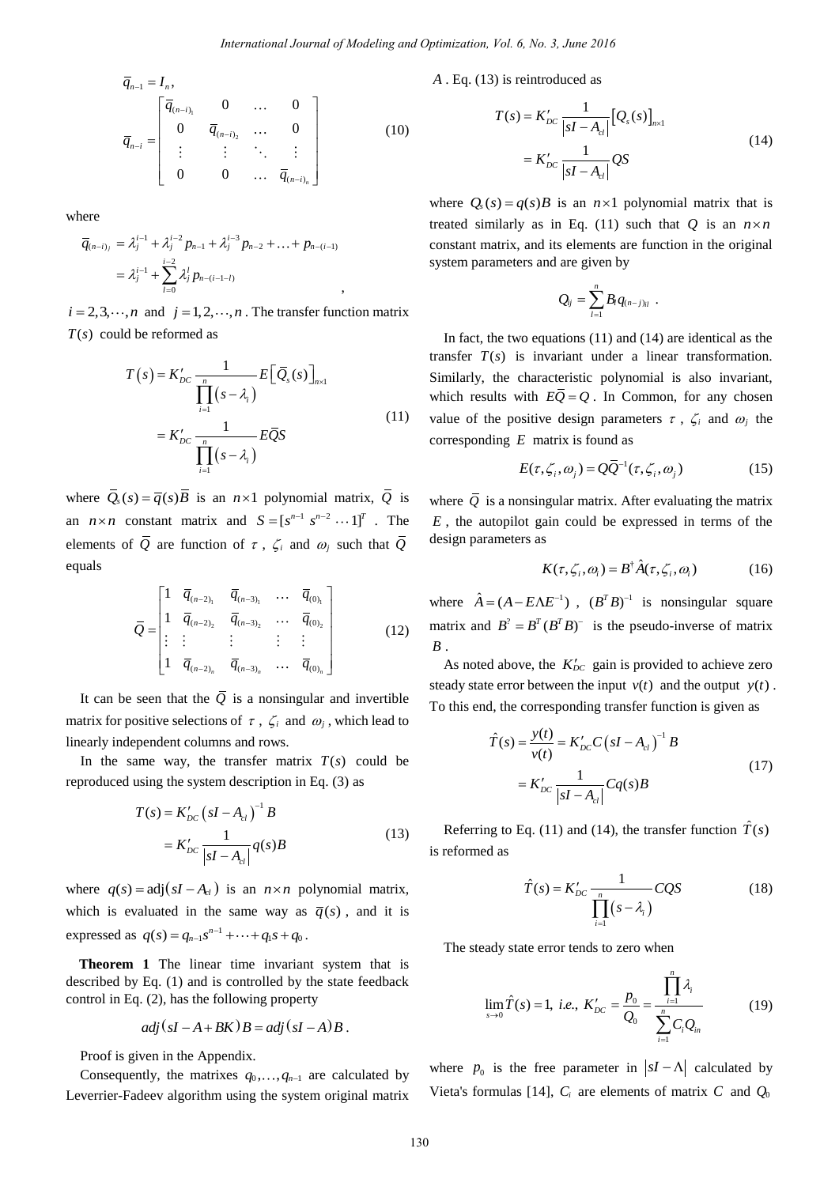$$\bar{q}_{n-1} = I_n,$$

$$\bar{q}_{n-i} = \begin{bmatrix} \bar{q}_{(n-i)_1} & 0 & \dots & 0 \\ 0 & \bar{q}_{(n-i)_2} & \dots & 0 \\ \vdots & \vdots & \ddots & \vdots \\ 0 & 0 & \dots & \bar{q}_{(n-i)_n} \end{bmatrix} \tag{10}$$

where

$$\begin{aligned} \bar{q}_{(n-i)_j} &= \lambda_j^{i-1} + \lambda_j^{i-2} p_{n-1} + \lambda_j^{i-3} p_{n-2} + \ldots + p_{n-(i-1)} \\ &= \lambda_j^{i-1} + \sum_{l=0}^{i-2} \lambda_j^l p_{n-(i-1-l)} \end{aligned},$$

$i = 2, 3, \cdots, n$ and $j = 1, 2, \cdots, n$. The transfer function matrix $T(s)$ could be reformed as

$$\begin{aligned} T(s) &= K'_{DC} \frac{1}{\prod_{i=1}^{n}(s-\lambda_i)} E\left[\bar{Q}_s(s)\right]_{n\times 1} \\ &= K'_{DC} \frac{1}{\prod_{i=1}^{n}(s-\lambda_i)} E\bar{Q}S \end{aligned} \tag{11}$$

where $\bar{Q}_s(s) = \bar{q}(s)\bar{B}$ is an $n\times 1$ polynomial matrix, $\bar{Q}$ is an $n\times n$ constant matrix and $S = [s^{n-1}\ s^{n-2} \cdots 1]^T$. The elements of $\bar{Q}$ are function of $\tau$, $\zeta_i$ and $\omega_j$ such that $\bar{Q}$ equals

$$\bar{Q} = \begin{bmatrix} 1 & \bar{q}_{(n-2)_1} & \bar{q}_{(n-3)_1} & \cdots & \bar{q}_{(0)_1} \\ 1 & \bar{q}_{(n-2)_2} & \bar{q}_{(n-3)_2} & \cdots & \bar{q}_{(0)_2} \\ \vdots & \vdots & \vdots & \vdots & \vdots \\ 1 & \bar{q}_{(n-2)_n} & \bar{q}_{(n-3)_n} & \cdots & \bar{q}_{(0)_n} \end{bmatrix} \tag{12}$$

It can be seen that the $\bar{Q}$ is a nonsingular and invertible matrix for positive selections of $\tau$, $\zeta_i$ and $\omega_j$, which lead to linearly independent columns and rows.

In the same way, the transfer matrix $T(s)$ could be reproduced using the system description in Eq. (3) as

$$\begin{aligned} T(s) &= K'_{DC}\left(sI - A_{cl}\right)^{-1} B \\ &= K'_{DC} \frac{1}{|sI - A_{cl}|} q(s)B \end{aligned} \tag{13}$$

where $q(s) = \text{adj}(sI - A_{cl})$ is an $n\times n$ polynomial matrix, which is evaluated in the same way as $\bar{q}(s)$, and it is expressed as $q(s) = q_{n-1}s^{n-1} + \cdots + q_1 s + q_0$.

**Theorem 1** The linear time invariant system that is described by Eq. (1) and is controlled by the state feedback control in Eq. (2), has the following property

$$adj(sI - A + BK)B = adj(sI - A)B.$$

Proof is given in the Appendix.

Consequently, the matrixes $q_0, \ldots, q_{n-1}$ are calculated by Leverrier-Fadeev algorithm using the system original matrix $A$. Eq. (13) is reintroduced as

$$\begin{aligned} T(s) &= K'_{DC} \frac{1}{|sI - A_{cl}|}\left[Q_s(s)\right]_{n\times 1} \\ &= K'_{DC} \frac{1}{|sI - A_{cl}|} QS \end{aligned} \tag{14}$$

where $Q_s(s) = q(s)B$ is an $n\times 1$ polynomial matrix that is treated similarly as in Eq. (11) such that $Q$ is an $n\times n$ constant matrix, and its elements are function in the original system parameters and are given by

$$Q_{ij} = \sum_{l=1}^{n} B_l q_{(n-j)_{il}}.$$

In fact, the two equations (11) and (14) are identical as the transfer $T(s)$ is invariant under a linear transformation. Similarly, the characteristic polynomial is also invariant, which results with $E\bar{Q} = Q$. In Common, for any chosen value of the positive design parameters $\tau$, $\zeta_i$ and $\omega_j$ the corresponding $E$ matrix is found as

$$E(\tau, \zeta_i, \omega_j) = Q\bar{Q}^{-1}(\tau, \zeta_i, \omega_j) \tag{15}$$

where $\bar{Q}$ is a nonsingular matrix. After evaluating the matrix $E$, the autopilot gain could be expressed in terms of the design parameters as

$$K(\tau, \zeta_i, \omega_i) = B^{\dagger}\hat{A}(\tau, \zeta_i, \omega_i) \tag{16}$$

where $\hat{A} = (A - E\Lambda E^{-1})$, $(B^T B)^{-1}$ is nonsingular square matrix and $B^? = B^T(B^T B)^-$ is the pseudo-inverse of matrix $B$.

As noted above, the $K'_{DC}$ gain is provided to achieve zero steady state error between the input $v(t)$ and the output $y(t)$. To this end, the corresponding transfer function is given as

$$\begin{aligned} \hat{T}(s) = \frac{y(t)}{v(t)} &= K'_{DC} C\left(sI - A_{cl}\right)^{-1} B \\ &= K'_{DC} \frac{1}{|sI - A_{cl}|} Cq(s)B \end{aligned} \tag{17}$$

Referring to Eq. (11) and (14), the transfer function $\hat{T}(s)$ is reformed as

$$\hat{T}(s) = K'_{DC} \frac{1}{\prod_{i=1}^{n}(s-\lambda_i)} CQS \tag{18}$$

The steady state error tends to zero when

$$\lim_{s\to 0}\hat{T}(s) = 1,\ i.e.,\ K'_{DC} = \frac{p_0}{Q_0} = \frac{\prod_{i=1}^{n}\lambda_i}{\sum_{i=1}^{n} C_i Q_{in}} \tag{19}$$

where $p_0$ is the free parameter in $|sI - \Lambda|$ calculated by Vieta's formulas [14], $C_i$ are elements of matrix $C$ and $Q_0$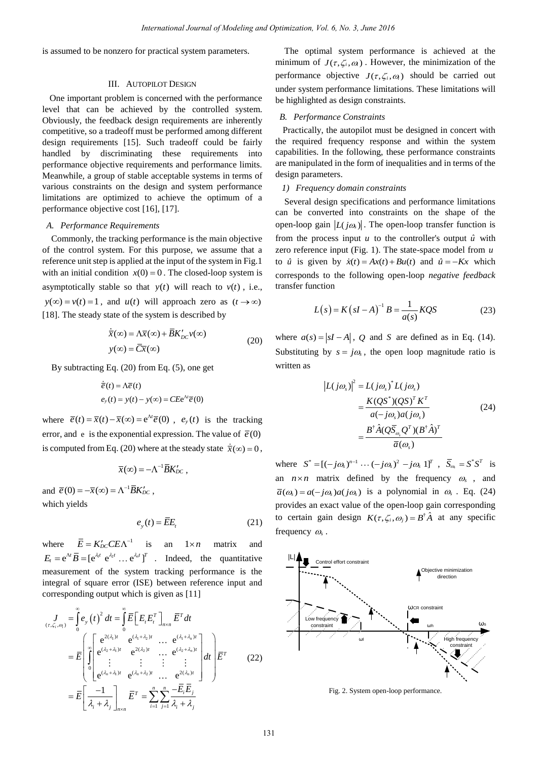is assumed to be nonzero for practical system parameters.

## III. Autopilot Design

One important problem is concerned with the performance level that can be achieved by the controlled system. Obviously, the feedback design requirements are inherently competitive, so a tradeoff must be performed among different design requirements [15]. Such tradeoff could be fairly handled by discriminating these requirements into performance objective requirements and performance limits. Meanwhile, a group of stable acceptable systems in terms of various constraints on the design and system performance limitations are optimized to achieve the optimum of a performance objective cost [16], [17].

### A. Performance Requirements

Commonly, the tracking performance is the main objective of the control system. For this purpose, we assume that a reference unit step is applied at the input of the system in Fig.1 with an initial condition $x(0)=0$. The closed-loop system is asymptotically stable so that $y(t)$ will reach to $v(t)$, i.e., $y(\infty)=v(t)=1$, and $u(t)$ will approach zero as $(t\to\infty)$ [18]. The steady state of the system is described by

$$\begin{aligned} \dot{\bar{x}}(\infty) &= \Lambda \bar{x}(\infty) + \bar{B}K'_{DC}v(\infty) \\ y(\infty) &= \bar{C}\bar{x}(\infty) \end{aligned} \tag{20}$$

By subtracting Eq. (20) from Eq. (5), one get

$$\begin{aligned} \dot{\bar{e}}(t) &= \Lambda \bar{e}(t) \\ e_y(t) &= y(t) - y(\infty) = CE\mathrm{e}^{\Lambda t}\bar{e}(0) \end{aligned}$$

where $\bar{e}(t)=\bar{x}(t)-\bar{x}(\infty)=\mathrm{e}^{\Lambda t}\bar{e}(0)$, $e_y(t)$ is the tracking error, and e is the exponential expression. The value of $\bar{e}(0)$ is computed from Eq. (20) where at the steady state $\dot{\bar{x}}(\infty)=0$,

$$\bar{x}(\infty) = -\Lambda^{-1}\bar{B}K'_{DC},$$

and $\bar{e}(0) = -\bar{x}(\infty) = \Lambda^{-1}\bar{B}K'_{DC}$,
which yields

$$e_y(t) = \bar{E}E_t \tag{21}$$

where $\bar{E}=K'_{DC}CE\Lambda^{-1}$ is an $1\times n$ matrix and $E_t=\mathrm{e}^{\Lambda t}\bar{B}=[\mathrm{e}^{\lambda_1 t}\ \mathrm{e}^{\lambda_2 t}\ \dots\ \mathrm{e}^{\lambda_n t}]^T$. Indeed, the quantitative measurement of the system tracking performance is the integral of square error (ISE) between reference input and corresponding output which is given as [11]

$$\begin{aligned} \underset{(\tau,\zeta_i,\omega_i)}{J} &= \int_0^\infty e_y(t)^2\,dt = \int_0^\infty \bar{E}\left[E_t E_t^T\right]_{n\times n}\bar{E}^T dt \\ &= \bar{E}\left(\int_0^\infty \begin{bmatrix} \mathrm{e}^{2(\lambda_1)t} & \mathrm{e}^{(\lambda_1+\lambda_2)t} & \dots & \mathrm{e}^{(\lambda_1+\lambda_n)t} \\ \mathrm{e}^{(\lambda_2+\lambda_1)t} & \mathrm{e}^{2(\lambda_2)t} & \dots & \mathrm{e}^{(\lambda_2+\lambda_n)t} \\ \vdots & \vdots & \vdots & \vdots \\ \mathrm{e}^{(\lambda_n+\lambda_1)t} & \mathrm{e}^{(\lambda_n+\lambda_2)t} & \dots & \mathrm{e}^{2(\lambda_n)t} \end{bmatrix} dt\right)\bar{E}^T \\ &= \bar{E}\left[\frac{-1}{\lambda_i+\lambda_j}\right]_{n\times n}\bar{E}^T = \sum_{i=1}^n\sum_{j=1}^n \frac{-\bar{E}_i\bar{E}_j}{\lambda_i+\lambda_j} \end{aligned} \tag{22}$$

The optimal system performance is achieved at the minimum of $J(\tau,\zeta_i,\omega_i)$. However, the minimization of the performance objective $J(\tau,\zeta_i,\omega_i)$ should be carried out under system performance limitations. These limitations will be highlighted as design constraints.

### B. Performance Constraints

Practically, the autopilot must be designed in concert with the required frequency response and within the system capabilities. In the following, these performance constraints are manipulated in the form of inequalities and in terms of the design parameters.

#### 1) Frequency domain constraints

Several design specifications and performance limitations can be converted into constraints on the shape of the open-loop gain $|L(j\omega_s)|$. The open-loop transfer function is from the process input $u$ to the controller's output $\hat{u}$ with zero reference input (Fig. 1). The state-space model from $u$ to $\hat{u}$ is given by $\dot{x}(t)=Ax(t)+Bu(t)$ and $\hat{u}=-Kx$ which corresponds to the following open-loop *negative feedback* transfer function

$$L(s) = K(sI-A)^{-1}B = \frac{1}{a(s)}KQS \tag{23}$$

where $a(s)=|sI-A|$, $Q$ and $S$ are defined as in Eq. (14). Substituting by $s=j\omega_s$, the open loop magnitude ratio is written as

$$\begin{aligned} |L(j\omega_s)|^2 &= L(j\omega_s)^* L(j\omega_s) \\ &= \frac{K(QS^*)(QS)^T K^T}{a(-j\omega_s)a(j\omega_s)} \\ &= \frac{B^\dagger \hat{A}(Q\bar{S}_{\omega_s}Q^T)(B^\dagger\hat{A})^T}{\bar{a}(\omega_s)} \end{aligned} \tag{24}$$

where $S^*=[(-j\omega_s)^{n-1}\cdots(-j\omega_s)^2\ -j\omega_s\ 1]^T$, $\bar{S}_{\omega_s}=S^*S^T$ is an $n\times n$ matrix defined by the frequency $\omega_s$, and $\bar{a}(\omega_s)=a(-j\omega_s)a(j\omega_s)$ is a polynomial in $\omega_s$. Eq. (24) provides an exact value of the open-loop gain corresponding to certain gain design $K(\tau,\zeta_i,\omega_j)=B^\dagger\hat{A}$ at any specific frequency $\omega_s$.

Fig. 2. System open-loop performance.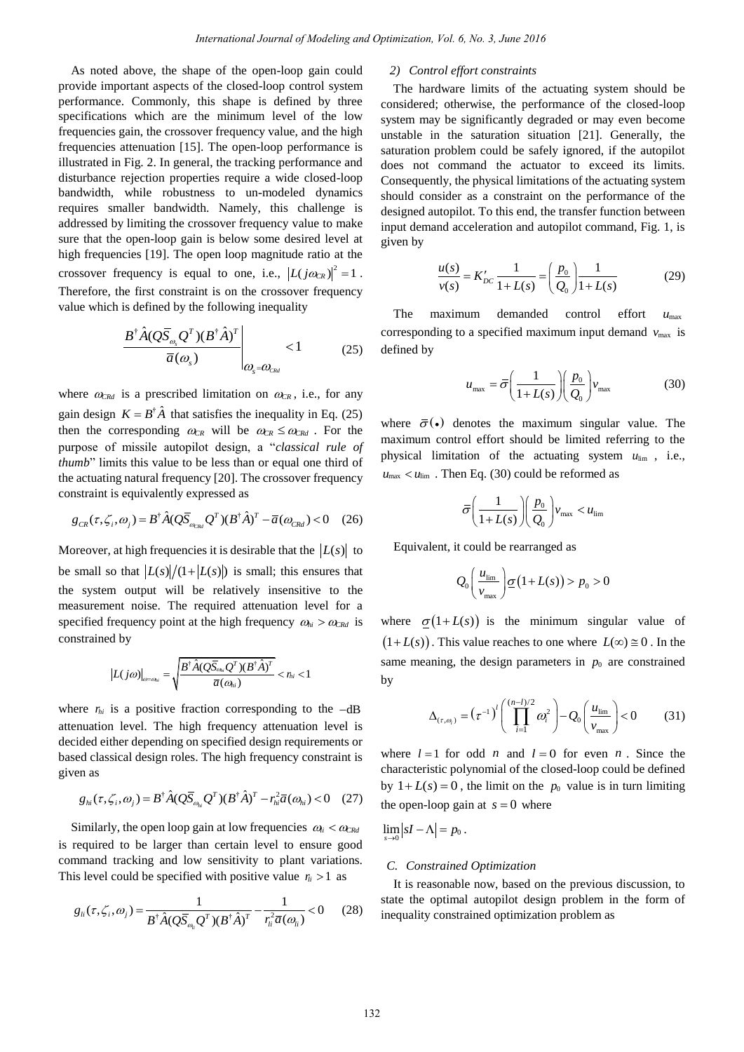As noted above, the shape of the open-loop gain could provide important aspects of the closed-loop control system performance. Commonly, this shape is defined by three specifications which are the minimum level of the low frequencies gain, the crossover frequency value, and the high frequencies attenuation [15]. The open-loop performance is illustrated in Fig. 2. In general, the tracking performance and disturbance rejection properties require a wide closed-loop bandwidth, while robustness to un-modeled dynamics requires smaller bandwidth. Namely, this challenge is addressed by limiting the crossover frequency value to make sure that the open-loop gain is below some desired level at high frequencies [19]. The open loop magnitude ratio at the crossover frequency is equal to one, i.e., $|L(j\omega_{CR})|^2 = 1$. Therefore, the first constraint is on the crossover frequency value which is defined by the following inequality

$$\left. \frac{B^{\dagger}\hat{A}(Q\bar{S}_{\omega_s}Q^T)(B^{\dagger}\hat{A})^T}{\bar{a}(\omega_s)} \right|_{\omega_s=\omega_{CRd}} < 1 \tag{25}$$

where $\omega_{CRd}$ is a prescribed limitation on $\omega_{CR}$, i.e., for any gain design $K = B^{\dagger}\hat{A}$ that satisfies the inequality in Eq. (25) then the corresponding $\omega_{CR}$ will be $\omega_{CR} \le \omega_{CRd}$. For the purpose of missile autopilot design, a "*classical rule of thumb*" limits this value to be less than or equal one third of the actuating natural frequency [20]. The crossover frequency constraint is equivalently expressed as

$$g_{CR}(\tau, \zeta_i, \omega_j) = B^{\dagger}\hat{A}(Q\bar{S}_{\omega_{CRd}}Q^T)(B^{\dagger}\hat{A})^T - \bar{a}(\omega_{CRd}) < 0 \tag{26}$$

Moreover, at high frequencies it is desirable that the $|L(s)|$ to be small so that $|L(s)|/(1+|L(s)|)$ is small; this ensures that the system output will be relatively insensitive to the measurement noise. The required attenuation level for a specified frequency point at the high frequency $\omega_{hi} > \omega_{CRd}$ is constrained by

$$|L(j\omega)|_{\omega=\omega_{hi}} = \sqrt{\frac{B^{\dagger}\hat{A}(Q\bar{S}_{\omega_{hi}}Q^T)(B^{\dagger}\hat{A})^T}{\bar{a}(\omega_{hi})}} < r_{hi} < 1$$

where $r_{hi}$ is a positive fraction corresponding to the –dB attenuation level. The high frequency attenuation level is decided either depending on specified design requirements or based classical design roles. The high frequency constraint is given as

$$g_{hi}(\tau, \zeta_i, \omega_j) = B^{\dagger}\hat{A}(Q\bar{S}_{\omega_{hi}}Q^T)(B^{\dagger}\hat{A})^T - r_{hi}^2\bar{a}(\omega_{hi}) < 0 \tag{27}$$

Similarly, the open loop gain at low frequencies $\omega_{li} < \omega_{CRd}$ is required to be larger than certain level to ensure good command tracking and low sensitivity to plant variations. This level could be specified with positive value $r_{li} > 1$ as

$$g_{li}(\tau, \zeta_i, \omega_j) = \frac{1}{B^{\dagger}\hat{A}(Q\bar{S}_{\omega_{li}}Q^T)(B^{\dagger}\hat{A})^T} - \frac{1}{r_{li}^2\bar{a}(\omega_{li})} < 0 \tag{28}$$

*2) Control effort constraints*

The hardware limits of the actuating system should be considered; otherwise, the performance of the closed-loop system may be significantly degraded or may even become unstable in the saturation situation [21]. Generally, the saturation problem could be safely ignored, if the autopilot does not command the actuator to exceed its limits. Consequently, the physical limitations of the actuating system should consider as a constraint on the performance of the designed autopilot. To this end, the transfer function between input demand acceleration and autopilot command, Fig. 1, is given by

$$\frac{u(s)}{v(s)} = K'_{DC}\frac{1}{1+L(s)} = \left(\frac{p_0}{Q_0}\right)\frac{1}{1+L(s)} \tag{29}$$

The maximum demanded control effort $u_{\max}$ corresponding to a specified maximum input demand $v_{\max}$ is defined by

$$u_{\max} = \bar{\sigma}\left(\frac{1}{1+L(s)}\right)\left(\frac{p_0}{Q_0}\right)v_{\max} \tag{30}$$

where $\bar{\sigma}(\bullet)$ denotes the maximum singular value. The maximum control effort should be limited referring to the physical limitation of the actuating system $u_{\lim}$, i.e., $u_{\max} < u_{\lim}$. Then Eq. (30) could be reformed as

$$\bar{\sigma}\left(\frac{1}{1+L(s)}\right)\left(\frac{p_0}{Q_0}\right)v_{\max} < u_{\lim}$$

Equivalent, it could be rearranged as

$$Q_0\left(\frac{u_{\lim}}{v_{\max}}\right)\underline{\sigma}\left(1+L(s)\right) > p_0 > 0$$

where $\underline{\sigma}(1+L(s))$ is the minimum singular value of $(1+L(s))$. This value reaches to one where $L(\infty) \cong 0$. In the same meaning, the design parameters in $p_0$ are constrained by

$$\Delta_{(\tau,\omega_j)} = \left(\tau^{-1}\right)^l\left(\prod_{i=1}^{(n-l)/2}\omega_i^2\right) - Q_0\left(\frac{u_{\lim}}{v_{\max}}\right) < 0 \tag{31}$$

where $l = 1$ for odd $n$ and $l = 0$ for even $n$. Since the characteristic polynomial of the closed-loop could be defined by $1+L(s) = 0$, the limit on the $p_0$ value is in turn limiting the open-loop gain at $s = 0$ where $\lim_{s\to 0}|sI - \Lambda| = p_0$.

### C. Constrained Optimization

It is reasonable now, based on the previous discussion, to state the optimal autopilot design problem in the form of inequality constrained optimization problem as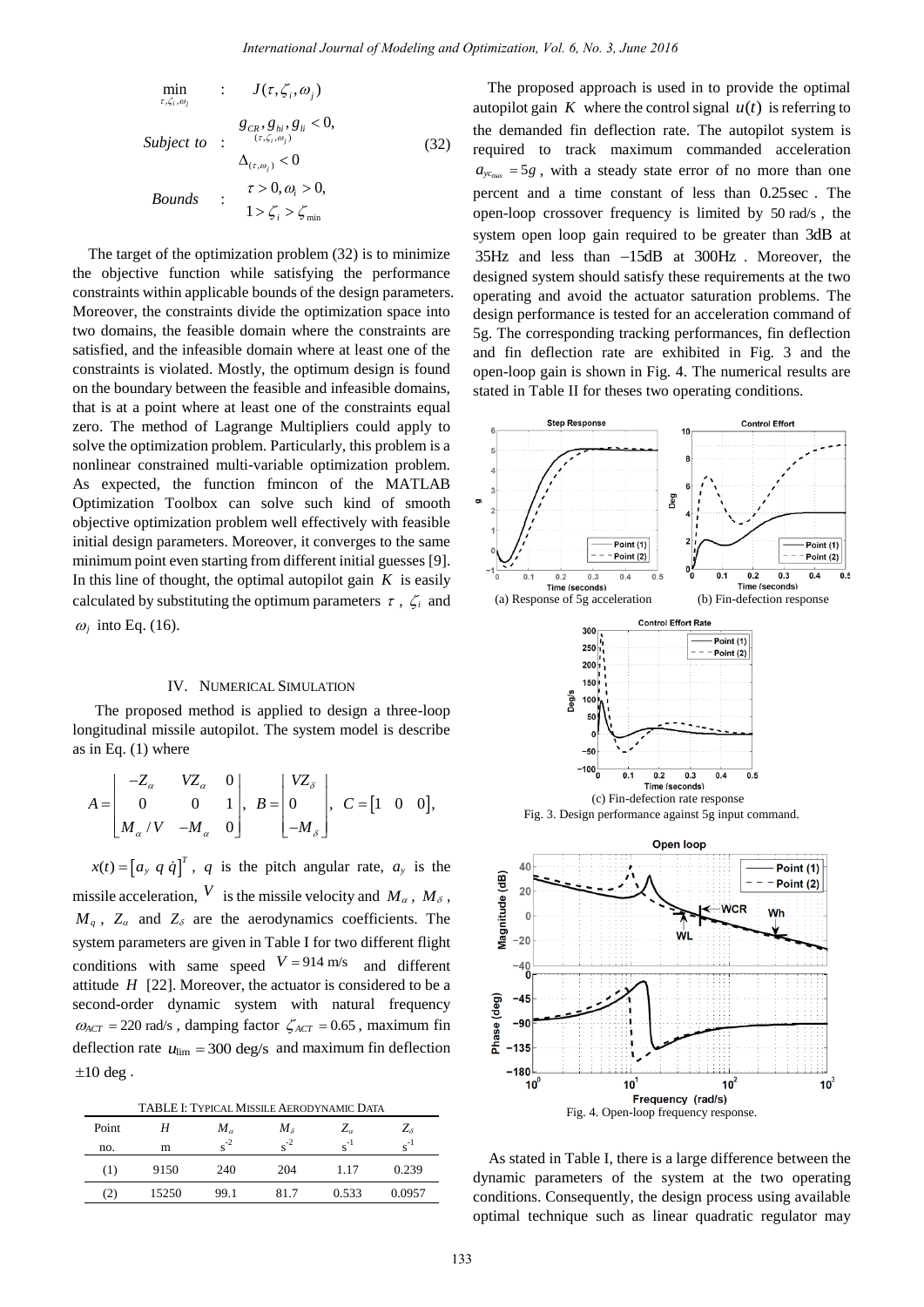$$
\begin{aligned}
\min_{\tau,\zeta_i,\omega_j} \quad &: \quad J(\tau,\zeta_i,\omega_j) \\
\textit{Subject to} \quad &: \quad \begin{array}{l} g_{CR}, g_{hi}, g_{li} < 0, \\ \quad {\scriptstyle (\tau,\zeta_i,\omega_j)} \\ \Delta_{(\tau,\omega_j)} < 0 \end{array} \\
\textit{Bounds} \quad &: \quad \begin{array}{l} \tau > 0, \omega_i > 0, \\ 1 > \zeta_i > \zeta_{\min} \end{array}
\end{aligned} \tag{32}
$$

The target of the optimization problem (32) is to minimize the objective function while satisfying the performance constraints within applicable bounds of the design parameters. Moreover, the constraints divide the optimization space into two domains, the feasible domain where the constraints are satisfied, and the infeasible domain where at least one of the constraints is violated. Mostly, the optimum design is found on the boundary between the feasible and infeasible domains, that is at a point where at least one of the constraints equal zero. The method of Lagrange Multipliers could apply to solve the optimization problem. Particularly, this problem is a nonlinear constrained multi-variable optimization problem. As expected, the function fmincon of the MATLAB Optimization Toolbox can solve such kind of smooth objective optimization problem well effectively with feasible initial design parameters. Moreover, it converges to the same minimum point even starting from different initial guesses [9]. In this line of thought, the optimal autopilot gain $K$ is easily calculated by substituting the optimum parameters $\tau$, $\zeta_i$ and $\omega_j$ into Eq. (16).

## IV. Numerical Simulation

The proposed method is applied to design a three-loop longitudinal missile autopilot. The system model is describe as in Eq. (1) where

$$
A = \begin{bmatrix} -Z_\alpha & VZ_\alpha & 0 \\ 0 & 0 & 1 \\ M_\alpha / V & -M_\alpha & 0 \end{bmatrix}, \; B = \begin{bmatrix} VZ_\delta \\ 0 \\ -M_\delta \end{bmatrix}, \; C = \begin{bmatrix} 1 & 0 & 0 \end{bmatrix},
$$

$x(t) = \begin{bmatrix} a_y & q & \dot{q} \end{bmatrix}^T$, $q$ is the pitch angular rate, $a_y$ is the missile acceleration, $V$ is the missile velocity and $M_\alpha$, $M_\delta$, $M_q$, $Z_\alpha$ and $Z_\delta$ are the aerodynamics coefficients. The system parameters are given in Table I for two different flight conditions with same speed $V = 914$ m/s and different attitude $H$ [22]. Moreover, the actuator is considered to be a second-order dynamic system with natural frequency $\omega_{ACT} = 220$ rad/s, damping factor $\zeta_{ACT} = 0.65$, maximum fin deflection rate $u_{\lim} = 300$ deg/s and maximum fin deflection $\pm 10$ deg.

TABLE I: Typical Missile Aerodynamic Data

| Point no. | $H$ m | $M_\alpha$ $s^{-2}$ | $M_\delta$ $s^{-2}$ | $Z_\alpha$ $s^{-1}$ | $Z_\delta$ $s^{-1}$ |
|---|---|---|---|---|---|
| (1) | 9150 | 240 | 204 | 1.17 | 0.239 |
| (2) | 15250 | 99.1 | 81.7 | 0.533 | 0.0957 |

The proposed approach is used in to provide the optimal autopilot gain $K$ where the control signal $u(t)$ is referring to the demanded fin deflection rate. The autopilot system is required to track maximum commanded acceleration $a_{yc_{\max}} = 5g$, with a steady state error of no more than one percent and a time constant of less than $0.25$ sec. The open-loop crossover frequency is limited by $50$ rad/s, the system open loop gain required to be greater than 3dB at 35Hz and less than −15dB at 300Hz. Moreover, the designed system should satisfy these requirements at the two operating and avoid the actuator saturation problems. The design performance is tested for an acceleration command of 5g. The corresponding tracking performances, fin deflection and fin deflection rate are exhibited in Fig. 3 and the open-loop gain is shown in Fig. 4. The numerical results are stated in Table II for theses two operating conditions.

(a) Response of 5g acceleration

(b) Fin-defection response

(c) Fin-defection rate response

Fig. 3. Design performance against 5g input command.

Fig. 4. Open-loop frequency response.

As stated in Table I, there is a large difference between the dynamic parameters of the system at the two operating conditions. Consequently, the design process using available optimal technique such as linear quadratic regulator may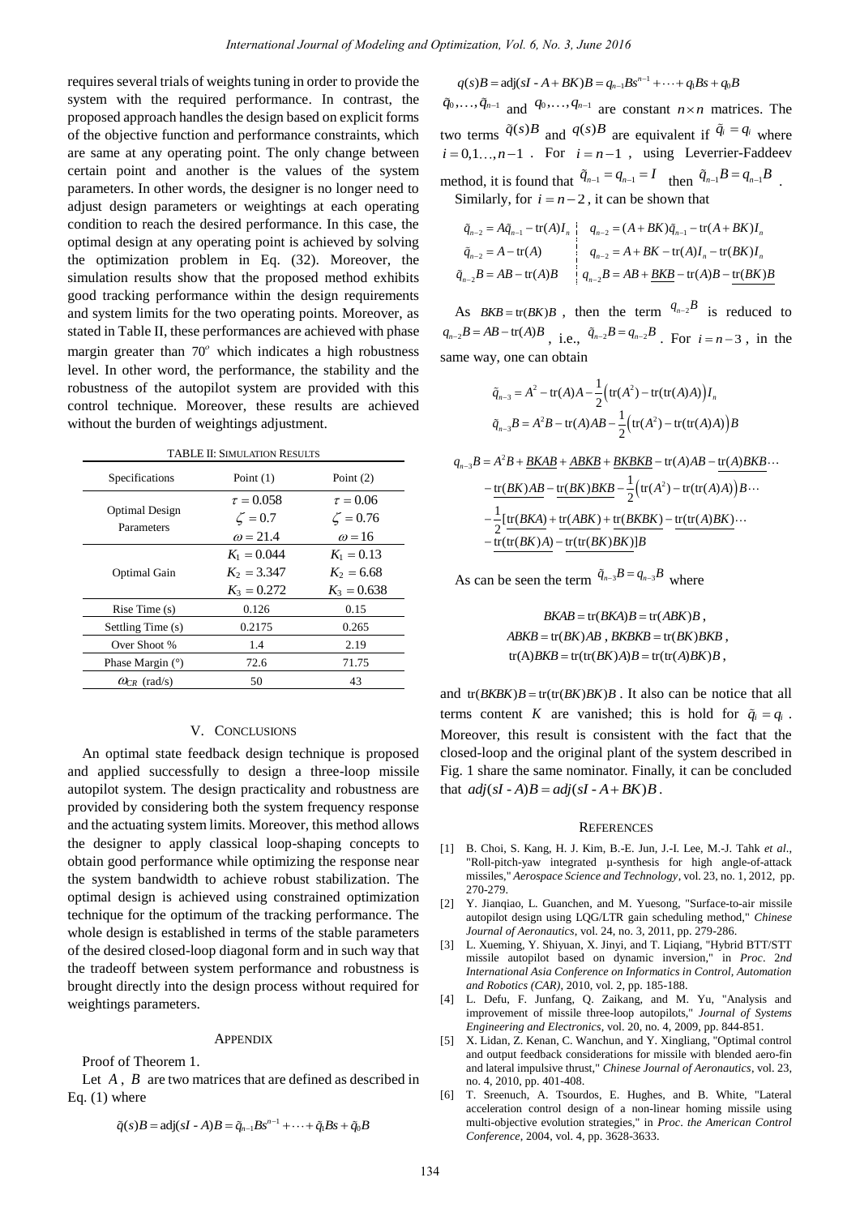requires several trials of weights tuning in order to provide the system with the required performance. In contrast, the proposed approach handles the design based on explicit forms of the objective function and performance constraints, which are same at any operating point. The only change between certain point and another is the values of the system parameters. In other words, the designer is no longer need to adjust design parameters or weightings at each operating condition to reach the desired performance. In this case, the optimal design at any operating point is achieved by solving the optimization problem in Eq. (32). Moreover, the simulation results show that the proposed method exhibits good tracking performance within the design requirements and system limits for the two operating points. Moreover, as stated in Table II, these performances are achieved with phase margin greater than $70^o$ which indicates a high robustness level. In other word, the performance, the stability and the robustness of the autopilot system are provided with this control technique. Moreover, these results are achieved without the burden of weightings adjustment.

TABLE II: SIMULATION RESULTS

| Specifications | | Point (1) | Point (2) |
|---|---|---|---|
| Optimal Design Parameters | | $\tau = 0.058$ | $\tau = 0.06$ |
| | | $\zeta = 0.7$ | $\zeta = 0.76$ |
| | | $\omega = 21.4$ | $\omega = 16$ |
| Optimal Gain | | $K_1 = 0.044$ | $K_1 = 0.13$ |
| | | $K_2 = 3.347$ | $K_2 = 6.68$ |
| | | $K_3 = 0.272$ | $K_3 = 0.638$ |
| Rise Time (s) | | 0.126 | 0.15 |
| Settling Time (s) | | 0.2175 | 0.265 |
| Over Shoot % | | 1.4 | 2.19 |
| Phase Margin (°) | | 72.6 | 71.75 |
| $\omega_{CR}$ (rad/s) | | 50 | 43 |

## V. CONCLUSIONS

An optimal state feedback design technique is proposed and applied successfully to design a three-loop missile autopilot system. The design practicality and robustness are provided by considering both the system frequency response and the actuating system limits. Moreover, this method allows the designer to apply classical loop-shaping concepts to obtain good performance while optimizing the response near the system bandwidth to achieve robust stabilization. The optimal design is achieved using constrained optimization technique for the optimum of the tracking performance. The whole design is established in terms of the stable parameters of the desired closed-loop diagonal form and in such way that the tradeoff between system performance and robustness is brought directly into the design process without required for weightings parameters.

## APPENDIX

Proof of Theorem 1.

Let $A$, $B$ are two matrices that are defined as described in Eq. (1) where

$$\tilde{q}(s)B = \text{adj}(sI - A)B = \tilde{q}_{n-1}Bs^{n-1} + \cdots + \tilde{q}_1 Bs + \tilde{q}_0 B$$

$$q(s)B = \text{adj}(sI - A + BK)B = q_{n-1}Bs^{n-1} + \cdots + q_1 Bs + q_0 B$$

$\tilde{q}_0, \ldots, \tilde{q}_{n-1}$ and $q_0, \ldots, q_{n-1}$ are constant $n \times n$ matrices. The two terms $\tilde{q}(s)B$ and $q(s)B$ are equivalent if $\tilde{q}_i = q_i$ where $i = 0,1\ldots,n-1$. For $i = n-1$, using Leverrier-Faddeev method, it is found that $\tilde{q}_{n-1} = q_{n-1} = I$ then $\tilde{q}_{n-1}B = q_{n-1}B$.

Similarly, for $i = n-2$, it can be shown that

$$\tilde{q}_{n-2} = A\tilde{q}_{n-1} - \text{tr}(A)I_n \quad\Big|\quad q_{n-2} = (A+BK)\tilde{q}_{n-1} - \text{tr}(A+BK)I_n$$

$$\tilde{q}_{n-2} = A - \text{tr}(A) \quad\Big|\quad q_{n-2} = A + BK - \text{tr}(A)I_n - \text{tr}(BK)I_n$$

$$\tilde{q}_{n-2}B = AB - \text{tr}(A)B \quad\Big|\quad q_{n-2}B = AB + \underline{BKB} - \text{tr}(A)B - \underline{\text{tr}(BK)B}$$

As $BKB = \text{tr}(BK)B$, then the term $q_{n-2}B$ is reduced to $q_{n-2}B = AB - \text{tr}(A)B$, i.e., $\tilde{q}_{n-2}B = q_{n-2}B$. For $i = n-3$, in the same way, one can obtain

$$\tilde{q}_{n-3} = A^2 - \text{tr}(A)A - \frac{1}{2}\Big(\text{tr}(A^2) - \text{tr}(\text{tr}(A)A)\Big)I_n$$

$$\tilde{q}_{n-3}B = A^2B - \text{tr}(A)AB - \frac{1}{2}\Big(\text{tr}(A^2) - \text{tr}(\text{tr}(A)A)\Big)B$$

$$\begin{aligned} q_{n-3}B = {} & A^2B + \underline{BKAB} + \underline{ABKB} + \underline{BKBKB} - \text{tr}(A)AB - \underline{\text{tr}(A)BKB} \cdots \\ & - \underline{\text{tr}(BK)AB} - \underline{\text{tr}(BK)BKB} - \frac{1}{2}\Big(\text{tr}(A^2) - \text{tr}(\text{tr}(A)A)\Big)B \cdots \\ & - \frac{1}{2}[\underline{\text{tr}(BKA)} + \underline{\text{tr}(ABK)} + \underline{\text{tr}(BKBK)} - \underline{\text{tr}(\text{tr}(A)BK)} \cdots \\ & - \underline{\text{tr}(\text{tr}(BK)A)} - \underline{\text{tr}(\text{tr}(BK)BK)}]B \end{aligned}$$

As can be seen the term $\tilde{q}_{n-3}B = q_{n-3}B$ where

$$BKAB = \text{tr}(BKA)B = \text{tr}(ABK)B,$$

$$ABKB = \text{tr}(BK)AB,\ BKBKB = \text{tr}(BK)BKB,$$

$$\text{tr}(A)BKB = \text{tr}(\text{tr}(BK)A)B = \text{tr}(\text{tr}(A)BK)B,$$

and $\text{tr}(BKBK)B = \text{tr}(\text{tr}(BK)BK)B$. It also can be notice that all terms content $K$ are vanished; this is hold for $\tilde{q}_i = q_i$. Moreover, this result is consistent with the fact that the closed-loop and the original plant of the system described in Fig. 1 share the same nominator. Finally, it can be concluded that $adj(sI - A)B = adj(sI - A + BK)B$.

## REFERENCES

[1] B. Choi, S. Kang, H. J. Kim, B.-E. Jun, J.-I. Lee, M.-J. Tahk *et al.*, "Roll-pitch-yaw integrated µ-synthesis for high angle-of-attack missiles," *Aerospace Science and Technology*, vol. 23, no. 1, 2012, pp. 270-279.

[2] Y. Jianqiao, L. Guanchen, and M. Yuesong, "Surface-to-air missile autopilot design using LQG/LTR gain scheduling method," *Chinese Journal of Aeronautics*, vol. 24, no. 3, 2011, pp. 279-286.

[3] L. Xueming, Y. Shiyuan, X. Jinyi, and T. Liqiang, "Hybrid BTT/STT missile autopilot based on dynamic inversion," in *Proc.* 2*nd International Asia Conference on Informatics in Control, Automation and Robotics (CAR)*, 2010, vol. 2, pp. 185-188.

[4] L. Defu, F. Junfang, Q. Zaikang, and M. Yu, "Analysis and improvement of missile three-loop autopilots," *Journal of Systems Engineering and Electronics*, vol. 20, no. 4, 2009, pp. 844-851.

[5] X. Lidan, Z. Kenan, C. Wanchun, and Y. Xingliang, "Optimal control and output feedback considerations for missile with blended aero-fin and lateral impulsive thrust," *Chinese Journal of Aeronautics*, vol. 23, no. 4, 2010, pp. 401-408.

[6] T. Sreenuch, A. Tsourdos, E. Hughes, and B. White, "Lateral acceleration control design of a non-linear homing missile using multi-objective evolution strategies," in *Proc. the American Control Conference*, 2004, vol. 4, pp. 3628-3633.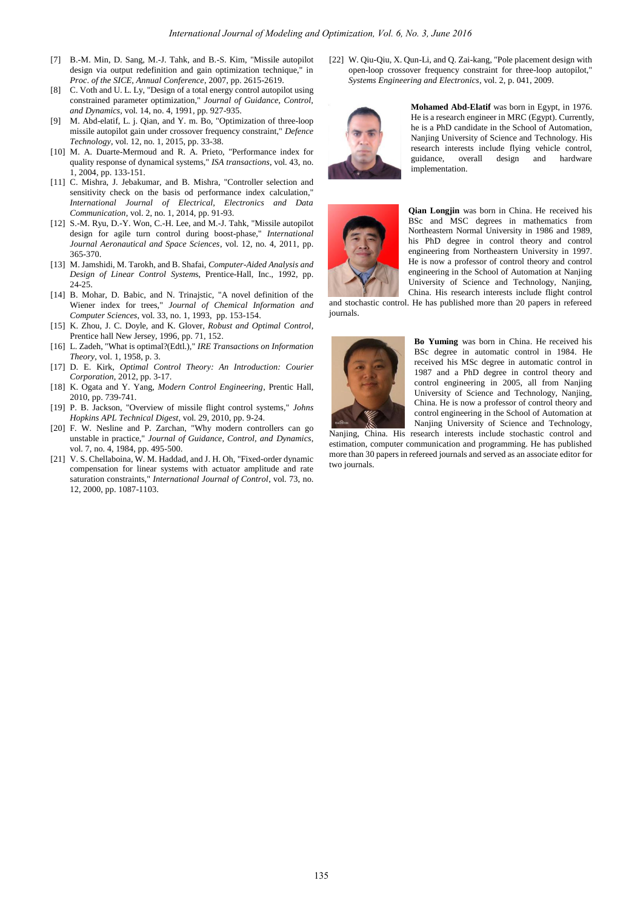[7] B.-M. Min, D. Sang, M.-J. Tahk, and B.-S. Kim, "Missile autopilot design via output redefinition and gain optimization technique," in *Proc. of the SICE, Annual Conference*, 2007, pp. 2615-2619.

[8] C. Voth and U. L. Ly, "Design of a total energy control autopilot using constrained parameter optimization," *Journal of Guidance, Control, and Dynamics*, vol. 14, no. 4, 1991, pp. 927-935.

[9] M. Abd-elatif, L. j. Qian, and Y. m. Bo, "Optimization of three-loop missile autopilot gain under crossover frequency constraint," *Defence Technology*, vol. 12, no. 1, 2015, pp. 33-38.

[10] M. A. Duarte-Mermoud and R. A. Prieto, "Performance index for quality response of dynamical systems," *ISA transactions*, vol. 43, no. 1, 2004, pp. 133-151.

[11] C. Mishra, J. Jebakumar, and B. Mishra, "Controller selection and sensitivity check on the basis od performance index calculation," *International Journal of Electrical, Electronics and Data Communication*, vol. 2, no. 1, 2014, pp. 91-93.

[12] S.-M. Ryu, D.-Y. Won, C.-H. Lee, and M.-J. Tahk, "Missile autopilot design for agile turn control during boost-phase," *International Journal Aeronautical and Space Sciences*, vol. 12, no. 4, 2011, pp. 365-370.

[13] M. Jamshidi, M. Tarokh, and B. Shafai, *Computer-Aided Analysis and Design of Linear Control Systems*, Prentice-Hall, Inc., 1992, pp. 24-25.

[14] B. Mohar, D. Babic, and N. Trinajstic, "A novel definition of the Wiener index for trees," *Journal of Chemical Information and Computer Sciences*, vol. 33, no. 1, 1993, pp. 153-154.

[15] K. Zhou, J. C. Doyle, and K. Glover, *Robust and Optimal Control*, Prentice hall New Jersey, 1996, pp. 71, 152.

[16] L. Zadeh, "What is optimal?(Edtl.)," *IRE Transactions on Information Theory*, vol. 1, 1958, p. 3.

[17] D. E. Kirk, *Optimal Control Theory: An Introduction: Courier Corporation*, 2012, pp. 3-17.

[18] K. Ogata and Y. Yang, *Modern Control Engineering*, Prentic Hall, 2010, pp. 739-741.

[19] P. B. Jackson, "Overview of missile flight control systems," *Johns Hopkins APL Technical Digest*, vol. 29, 2010, pp. 9-24.

[20] F. W. Nesline and P. Zarchan, "Why modern controllers can go unstable in practice," *Journal of Guidance, Control, and Dynamics*, vol. 7, no. 4, 1984, pp. 495-500.

[21] V. S. Chellaboina, W. M. Haddad, and J. H. Oh, "Fixed-order dynamic compensation for linear systems with actuator amplitude and rate saturation constraints," *International Journal of Control*, vol. 73, no. 12, 2000, pp. 1087-1103.

[22] W. Qiu-Qiu, X. Qun-Li, and Q. Zai-kang, "Pole placement design with open-loop crossover frequency constraint for three-loop autopilot," *Systems Engineering and Electronics*, vol. 2, p. 041, 2009.

**Mohamed Abd-Elatif** was born in Egypt, in 1976. He is a research engineer in MRC (Egypt). Currently, he is a PhD candidate in the School of Automation, Nanjing University of Science and Technology. His research interests include flying vehicle control, guidance, overall design and hardware implementation.

**Qian Longjin** was born in China. He received his BSc and MSC degrees in mathematics from Northeastern Normal University in 1986 and 1989, his PhD degree in control theory and control engineering from Northeastern University in 1997. He is now a professor of control theory and control engineering in the School of Automation at Nanjing University of Science and Technology, Nanjing, China. His research interests include flight control and stochastic control. He has published more than 20 papers in refereed journals.

**Bo Yuming** was born in China. He received his BSc degree in automatic control in 1984. He received his MSc degree in automatic control in 1987 and a PhD degree in control theory and control engineering in 2005, all from Nanjing University of Science and Technology, Nanjing, China. He is now a professor of control theory and control engineering in the School of Automation at Nanjing University of Science and Technology, Nanjing, China. His research interests include stochastic control and estimation, computer communication and programming. He has published more than 30 papers in refereed journals and served as an associate editor for two journals.